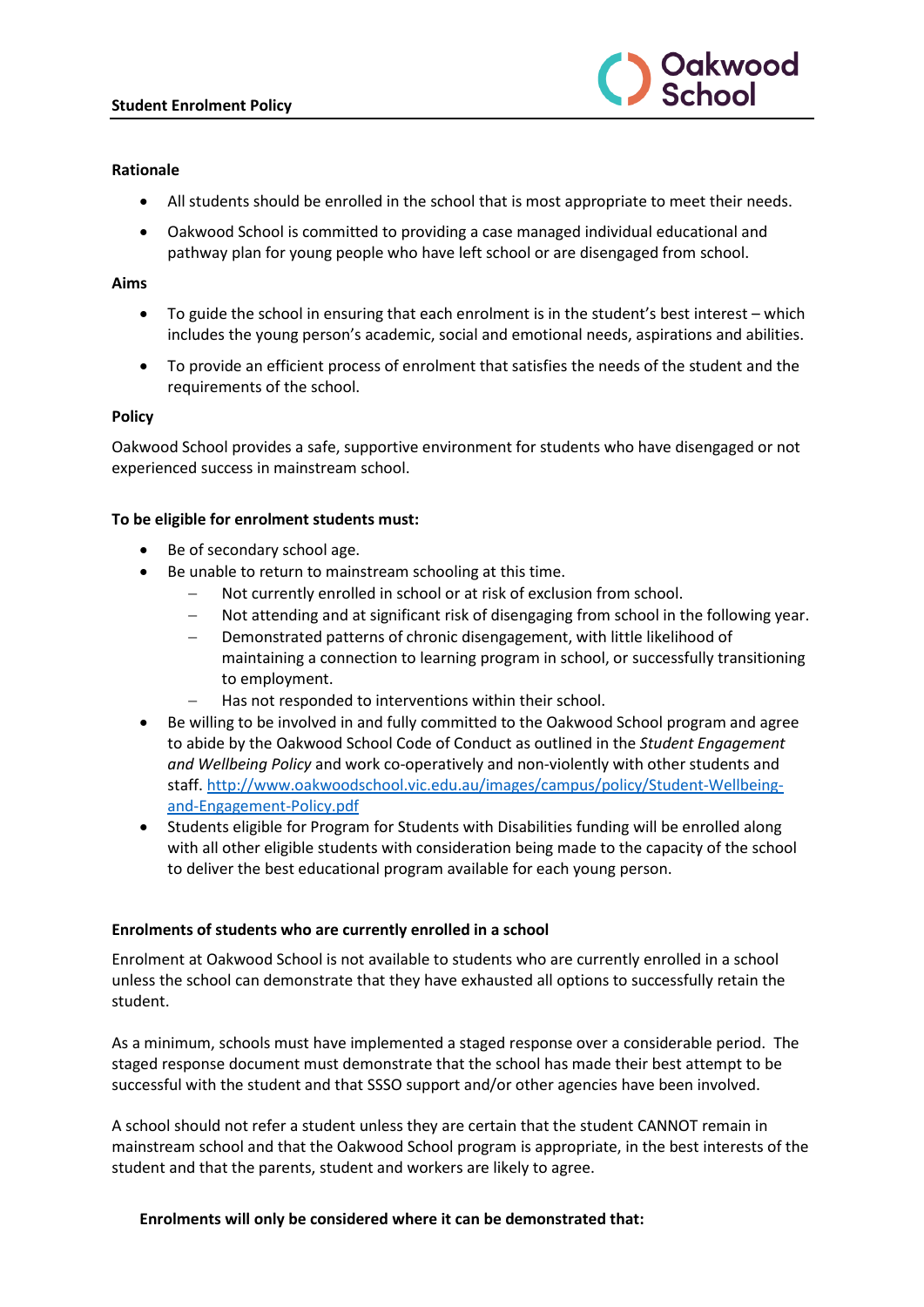**Student Enrolment Policy**

**Rationale**

- All students should be enrolled in the school that is most appropriate to meet their needs.
- Oakwood School is committed to providing a case managed individual educational and pathway plan for young people who have left school or are disengaged from school.

**Aims**

- To guide the school in ensuring that each enrolment is in the student's best interest – which includes the young person's academic, social and emotional needs, aspirations and abilities.
- To provide an efficient process of enrolment that satisfies the needs of the student and the requirements of the school.

**Policy**

Oakwood School provides a safe, supportive environment for students who have disengaged or not experienced success in mainstream school.

**To be eligible for enrolment students must:**

- Be of secondary school age.
- Be unable to return to mainstream schooling at this time.
  - Not currently enrolled in school or at risk of exclusion from school.
  - Not attending and at significant risk of disengaging from school in the following year.
  - Demonstrated patterns of chronic disengagement, with little likelihood of maintaining a connection to learning program in school, or successfully transitioning to employment.
  - Has not responded to interventions within their school.
- Be willing to be involved in and fully committed to the Oakwood School program and agree to abide by the Oakwood School Code of Conduct as outlined in the *Student Engagement and Wellbeing Policy* and work co-operatively and non-violently with other students and staff. [http://www.oakwoodschool.vic.edu.au/images/campus/policy/Student-Wellbeing-and-Engagement-Policy.pdf](http://www.oakwoodschool.vic.edu.au/images/campus/policy/Student-Wellbeing-and-Engagement-Policy.pdf)
- Students eligible for Program for Students with Disabilities funding will be enrolled along with all other eligible students with consideration being made to the capacity of the school to deliver the best educational program available for each young person.

**Enrolments of students who are currently enrolled in a school**

Enrolment at Oakwood School is not available to students who are currently enrolled in a school unless the school can demonstrate that they have exhausted all options to successfully retain the student.

As a minimum, schools must have implemented a staged response over a considerable period. The staged response document must demonstrate that the school has made their best attempt to be successful with the student and that SSSO support and/or other agencies have been involved.

A school should not refer a student unless they are certain that the student CANNOT remain in mainstream school and that the Oakwood School program is appropriate, in the best interests of the student and that the parents, student and workers are likely to agree.

**Enrolments will only be considered where it can be demonstrated that:**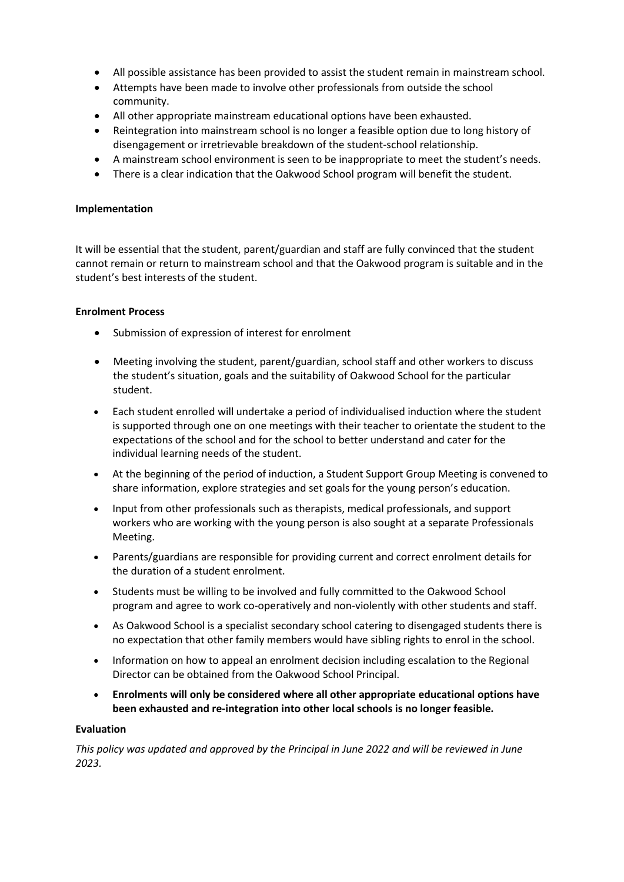- All possible assistance has been provided to assist the student remain in mainstream school.
- Attempts have been made to involve other professionals from outside the school community.
- All other appropriate mainstream educational options have been exhausted.
- Reintegration into mainstream school is no longer a feasible option due to long history of disengagement or irretrievable breakdown of the student-school relationship.
- A mainstream school environment is seen to be inappropriate to meet the student's needs.
- There is a clear indication that the Oakwood School program will benefit the student.

**Implementation**

It will be essential that the student, parent/guardian and staff are fully convinced that the student cannot remain or return to mainstream school and that the Oakwood program is suitable and in the student's best interests of the student.

**Enrolment Process**

- Submission of expression of interest for enrolment
- Meeting involving the student, parent/guardian, school staff and other workers to discuss the student's situation, goals and the suitability of Oakwood School for the particular student.
- Each student enrolled will undertake a period of individualised induction where the student is supported through one on one meetings with their teacher to orientate the student to the expectations of the school and for the school to better understand and cater for the individual learning needs of the student.
- At the beginning of the period of induction, a Student Support Group Meeting is convened to share information, explore strategies and set goals for the young person's education.
- Input from other professionals such as therapists, medical professionals, and support workers who are working with the young person is also sought at a separate Professionals Meeting.
- Parents/guardians are responsible for providing current and correct enrolment details for the duration of a student enrolment.
- Students must be willing to be involved and fully committed to the Oakwood School program and agree to work co-operatively and non-violently with other students and staff.
- As Oakwood School is a specialist secondary school catering to disengaged students there is no expectation that other family members would have sibling rights to enrol in the school.
- Information on how to appeal an enrolment decision including escalation to the Regional Director can be obtained from the Oakwood School Principal.
- **Enrolments will only be considered where all other appropriate educational options have been exhausted and re-integration into other local schools is no longer feasible.**

**Evaluation**

*This policy was updated and approved by the Principal in June 2022 and will be reviewed in June 2023.*